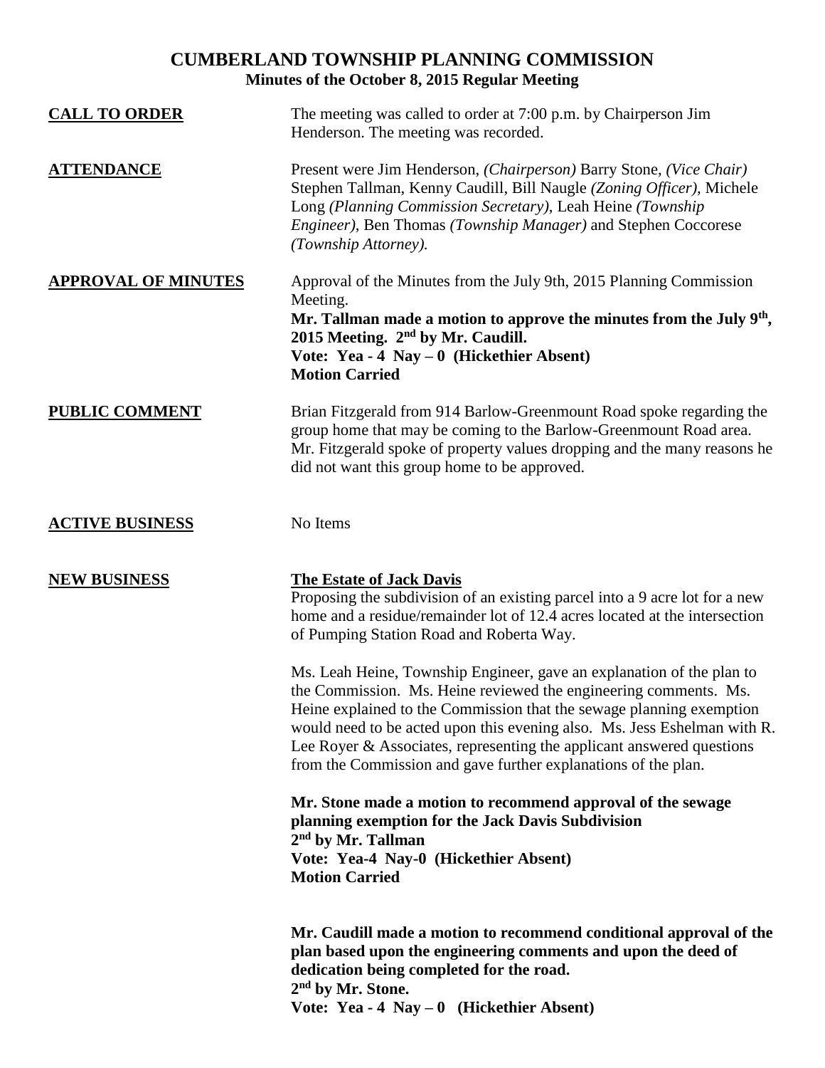# CUMBERLAND TOWNSHIP PLANNING COMMISSION

**Minutes of the October 8, 2015 Regular Meeting**

**CALL TO ORDER**

The meeting was called to order at 7:00 p.m. by Chairperson Jim Henderson. The meeting was recorded.

**ATTENDANCE**

Present were Jim Henderson, *(Chairperson)* Barry Stone, *(Vice Chair)* Stephen Tallman, Kenny Caudill, Bill Naugle *(Zoning Officer)*, Michele Long *(Planning Commission Secretary)*, Leah Heine *(Township Engineer)*, Ben Thomas *(Township Manager)* and Stephen Coccorese *(Township Attorney).*

**APPROVAL OF MINUTES**

Approval of the Minutes from the July 9th, 2015 Planning Commission Meeting.

**Mr. Tallman made a motion to approve the minutes from the July 9th, 2015 Meeting. 2nd by Mr. Caudill.**
**Vote: Yea - 4 Nay – 0 (Hickethier Absent)**
**Motion Carried**

**PUBLIC COMMENT**

Brian Fitzgerald from 914 Barlow-Greenmount Road spoke regarding the group home that may be coming to the Barlow-Greenmount Road area. Mr. Fitzgerald spoke of property values dropping and the many reasons he did not want this group home to be approved.

**ACTIVE BUSINESS**

No Items

**NEW BUSINESS**

**The Estate of Jack Davis**

Proposing the subdivision of an existing parcel into a 9 acre lot for a new home and a residue/remainder lot of 12.4 acres located at the intersection of Pumping Station Road and Roberta Way.

Ms. Leah Heine, Township Engineer, gave an explanation of the plan to the Commission. Ms. Heine reviewed the engineering comments. Ms. Heine explained to the Commission that the sewage planning exemption would need to be acted upon this evening also. Ms. Jess Eshelman with R. Lee Royer & Associates, representing the applicant answered questions from the Commission and gave further explanations of the plan.

**Mr. Stone made a motion to recommend approval of the sewage planning exemption for the Jack Davis Subdivision**
**2nd by Mr. Tallman**
**Vote: Yea-4 Nay-0 (Hickethier Absent)**
**Motion Carried**

**Mr. Caudill made a motion to recommend conditional approval of the plan based upon the engineering comments and upon the deed of dedication being completed for the road.**
**2nd by Mr. Stone.**
**Vote: Yea - 4 Nay – 0 (Hickethier Absent)**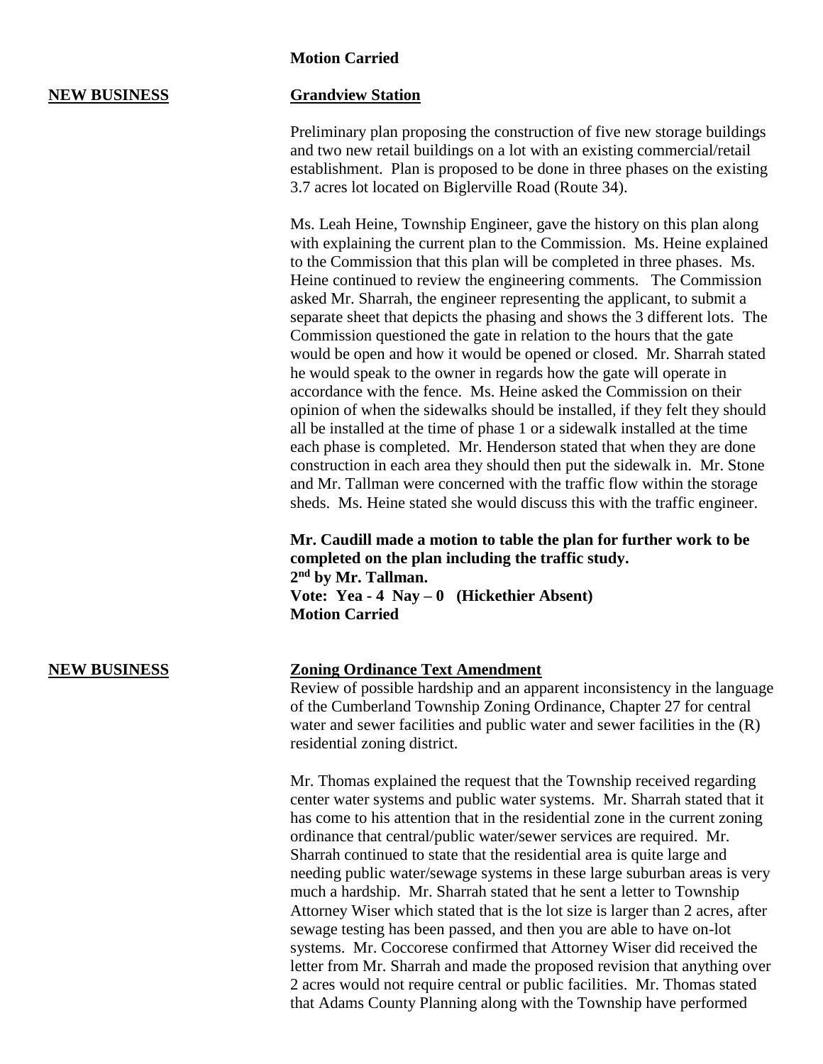**Motion Carried**

**NEW BUSINESS**

**Grandview Station**

Preliminary plan proposing the construction of five new storage buildings and two new retail buildings on a lot with an existing commercial/retail establishment. Plan is proposed to be done in three phases on the existing 3.7 acres lot located on Biglerville Road (Route 34).

Ms. Leah Heine, Township Engineer, gave the history on this plan along with explaining the current plan to the Commission. Ms. Heine explained to the Commission that this plan will be completed in three phases. Ms. Heine continued to review the engineering comments. The Commission asked Mr. Sharrah, the engineer representing the applicant, to submit a separate sheet that depicts the phasing and shows the 3 different lots. The Commission questioned the gate in relation to the hours that the gate would be open and how it would be opened or closed. Mr. Sharrah stated he would speak to the owner in regards how the gate will operate in accordance with the fence. Ms. Heine asked the Commission on their opinion of when the sidewalks should be installed, if they felt they should all be installed at the time of phase 1 or a sidewalk installed at the time each phase is completed. Mr. Henderson stated that when they are done construction in each area they should then put the sidewalk in. Mr. Stone and Mr. Tallman were concerned with the traffic flow within the storage sheds. Ms. Heine stated she would discuss this with the traffic engineer.

**Mr. Caudill made a motion to table the plan for further work to be completed on the plan including the traffic study.**
**2nd by Mr. Tallman.**
**Vote: Yea - 4 Nay – 0 (Hickethier Absent)**
**Motion Carried**

**NEW BUSINESS**

**Zoning Ordinance Text Amendment**

Review of possible hardship and an apparent inconsistency in the language of the Cumberland Township Zoning Ordinance, Chapter 27 for central water and sewer facilities and public water and sewer facilities in the (R) residential zoning district.

Mr. Thomas explained the request that the Township received regarding center water systems and public water systems. Mr. Sharrah stated that it has come to his attention that in the residential zone in the current zoning ordinance that central/public water/sewer services are required. Mr. Sharrah continued to state that the residential area is quite large and needing public water/sewage systems in these large suburban areas is very much a hardship. Mr. Sharrah stated that he sent a letter to Township Attorney Wiser which stated that is the lot size is larger than 2 acres, after sewage testing has been passed, and then you are able to have on-lot systems. Mr. Coccorese confirmed that Attorney Wiser did received the letter from Mr. Sharrah and made the proposed revision that anything over 2 acres would not require central or public facilities. Mr. Thomas stated that Adams County Planning along with the Township have performed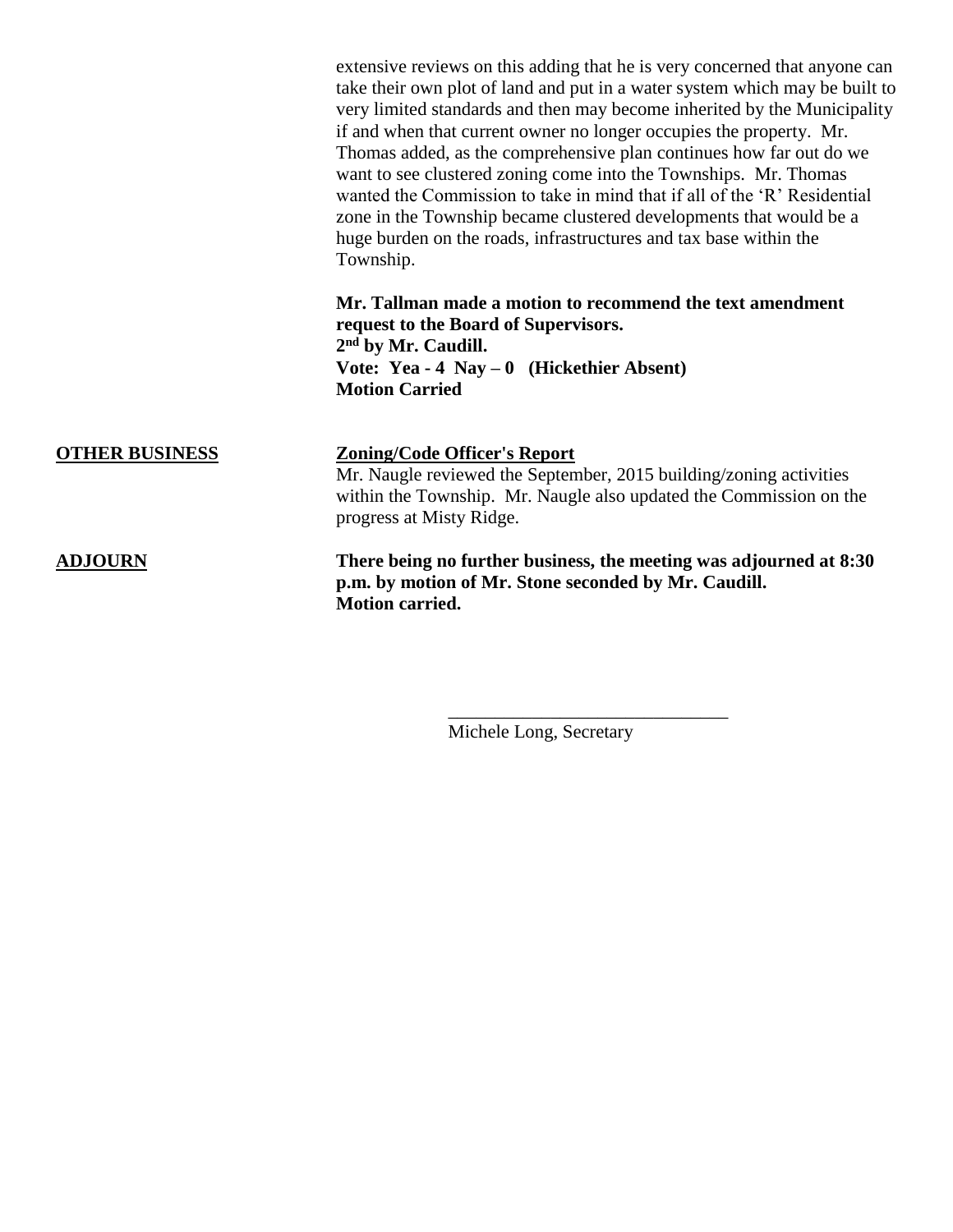extensive reviews on this adding that he is very concerned that anyone can take their own plot of land and put in a water system which may be built to very limited standards and then may become inherited by the Municipality if and when that current owner no longer occupies the property. Mr. Thomas added, as the comprehensive plan continues how far out do we want to see clustered zoning come into the Townships. Mr. Thomas wanted the Commission to take in mind that if all of the 'R' Residential zone in the Township became clustered developments that would be a huge burden on the roads, infrastructures and tax base within the Township.

**Mr. Tallman made a motion to recommend the text amendment request to the Board of Supervisors.**
**2nd by Mr. Caudill.**
**Vote: Yea - 4 Nay – 0 (Hickethier Absent)**
**Motion Carried**

**OTHER BUSINESS**

**Zoning/Code Officer's Report**

Mr. Naugle reviewed the September, 2015 building/zoning activities within the Township. Mr. Naugle also updated the Commission on the progress at Misty Ridge.

**ADJOURN**

**There being no further business, the meeting was adjourned at 8:30 p.m. by motion of Mr. Stone seconded by Mr. Caudill.**
**Motion carried.**

\_\_\_\_\_\_\_\_\_\_\_\_\_\_\_\_\_\_\_\_\_\_\_\_\_\_\_\_\_\_

Michele Long, Secretary